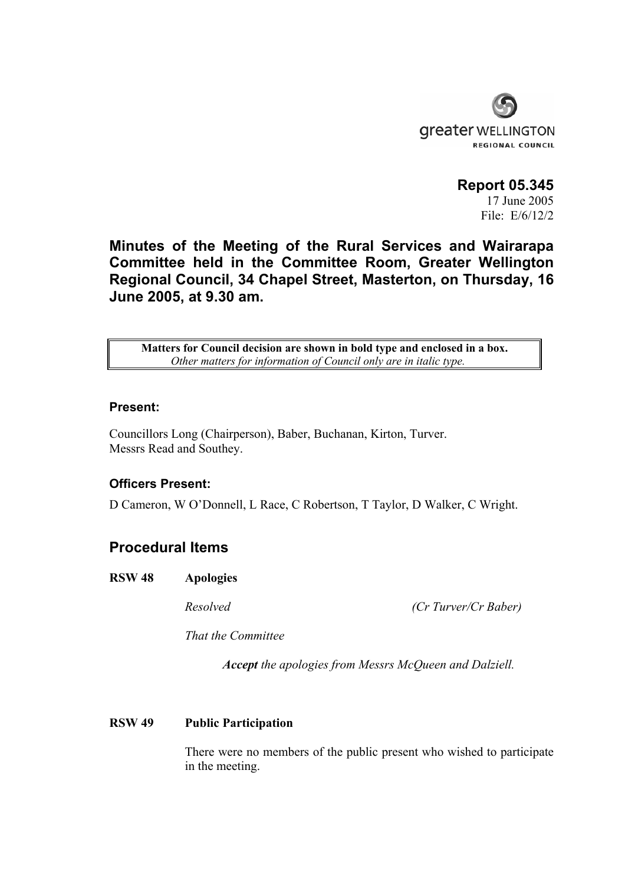greater WELLINGTON
REGIONAL COUNCIL

**Report 05.345**
17 June 2005
File: E/6/12/2

# Minutes of the Meeting of the Rural Services and Wairarapa Committee held in the Committee Room, Greater Wellington Regional Council, 34 Chapel Street, Masterton, on Thursday, 16 June 2005, at 9.30 am.

| **Matters for Council decision are shown in bold type and enclosed in a box.** *Other matters for information of Council only are in italic type.* |
|---|

### Present:

Councillors Long (Chairperson), Baber, Buchanan, Kirton, Turver.
Messrs Read and Southey.

### Officers Present:

D Cameron, W O'Donnell, L Race, C Robertson, T Taylor, D Walker, C Wright.

## Procedural Items

**RSW 48 Apologies**

*Resolved* *(Cr Turver/Cr Baber)*

*That the Committee*

***Accept*** *the apologies from Messrs McQueen and Dalziell.*

**RSW 49 Public Participation**

There were no members of the public present who wished to participate in the meeting.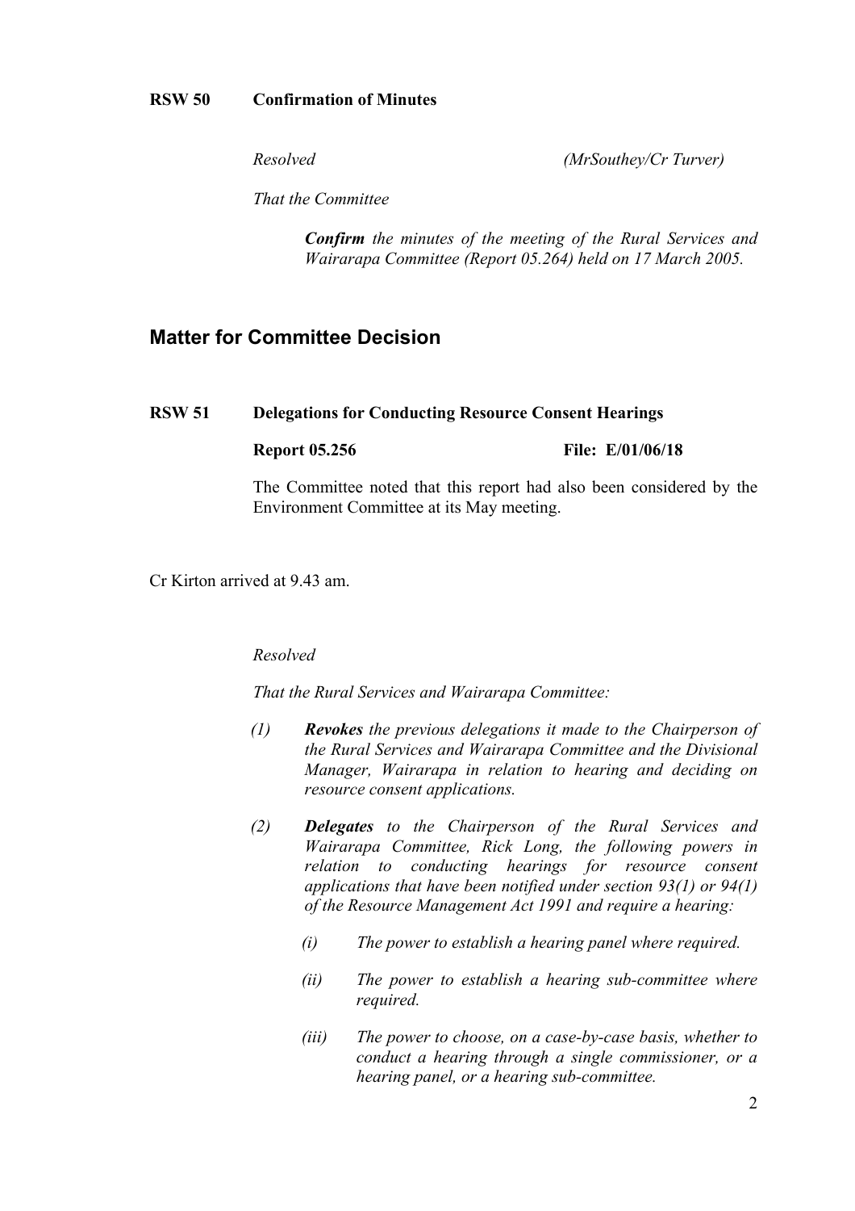**RSW 50 Confirmation of Minutes**

*Resolved* *(MrSouthey/Cr Turver)*

*That the Committee*

> ***Confirm** the minutes of the meeting of the Rural Services and Wairarapa Committee (Report 05.264) held on 17 March 2005.*

## Matter for Committee Decision

**RSW 51 Delegations for Conducting Resource Consent Hearings**

**Report 05.256** **File: E/01/06/18**

The Committee noted that this report had also been considered by the Environment Committee at its May meeting.

Cr Kirton arrived at 9.43 am.

*Resolved*

*That the Rural Services and Wairarapa Committee:*

*(1)* ***Revokes** the previous delegations it made to the Chairperson of the Rural Services and Wairarapa Committee and the Divisional Manager, Wairarapa in relation to hearing and deciding on resource consent applications.*

*(2)* ***Delegates** to the Chairperson of the Rural Services and Wairarapa Committee, Rick Long, the following powers in relation to conducting hearings for resource consent applications that have been notified under section 93(1) or 94(1) of the Resource Management Act 1991 and require a hearing:*

*(i) The power to establish a hearing panel where required.*

*(ii) The power to establish a hearing sub-committee where required.*

*(iii) The power to choose, on a case-by-case basis, whether to conduct a hearing through a single commissioner, or a hearing panel, or a hearing sub-committee.*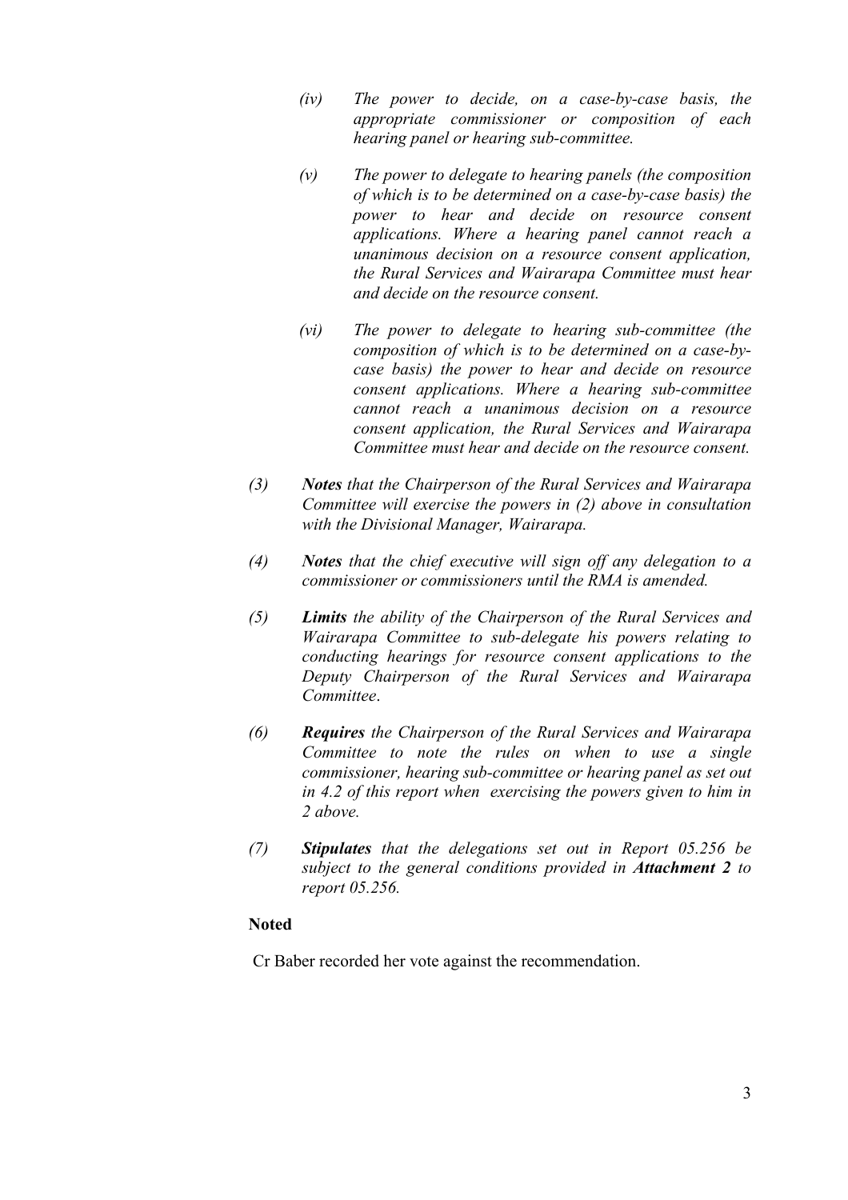*(iv) The power to decide, on a case-by-case basis, the appropriate commissioner or composition of each hearing panel or hearing sub-committee.*

*(v) The power to delegate to hearing panels (the composition of which is to be determined on a case-by-case basis) the power to hear and decide on resource consent applications. Where a hearing panel cannot reach a unanimous decision on a resource consent application, the Rural Services and Wairarapa Committee must hear and decide on the resource consent.*

*(vi) The power to delegate to hearing sub-committee (the composition of which is to be determined on a case-by-case basis) the power to hear and decide on resource consent applications. Where a hearing sub-committee cannot reach a unanimous decision on a resource consent application, the Rural Services and Wairarapa Committee must hear and decide on the resource consent.*

*(3) **Notes** that the Chairperson of the Rural Services and Wairarapa Committee will exercise the powers in (2) above in consultation with the Divisional Manager, Wairarapa.*

*(4) **Notes** that the chief executive will sign off any delegation to a commissioner or commissioners until the RMA is amended.*

*(5) **Limits** the ability of the Chairperson of the Rural Services and Wairarapa Committee to sub-delegate his powers relating to conducting hearings for resource consent applications to the Deputy Chairperson of the Rural Services and Wairarapa Committee.*

*(6) **Requires** the Chairperson of the Rural Services and Wairarapa Committee to note the rules on when to use a single commissioner, hearing sub-committee or hearing panel as set out in 4.2 of this report when exercising the powers given to him in 2 above.*

*(7) **Stipulates** that the delegations set out in Report 05.256 be subject to the general conditions provided in **Attachment 2** to report 05.256.*

**Noted**

Cr Baber recorded her vote against the recommendation.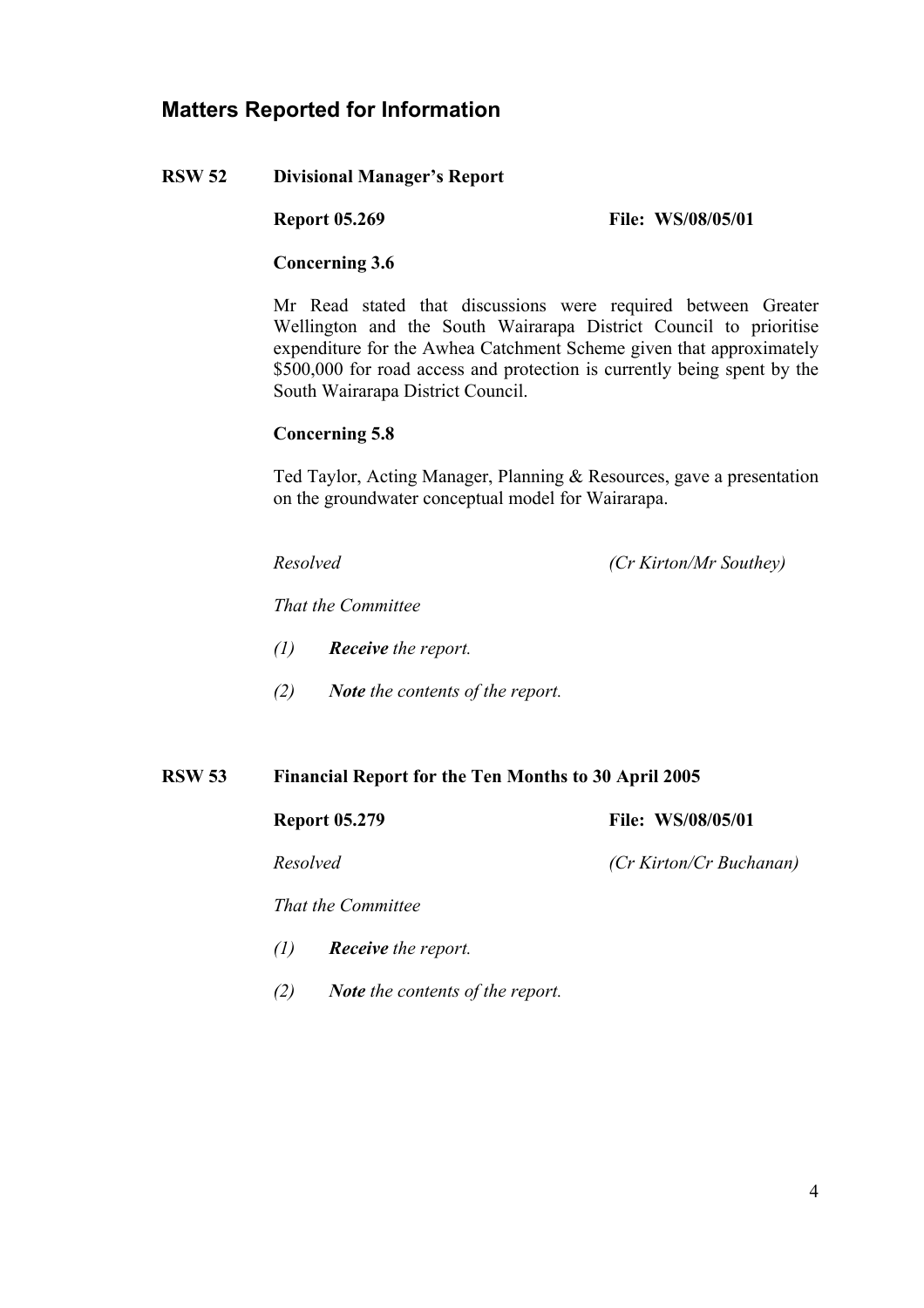## Matters Reported for Information

**RSW 52 Divisional Manager's Report**

**Report 05.269** **File: WS/08/05/01**

**Concerning 3.6**

Mr Read stated that discussions were required between Greater Wellington and the South Wairarapa District Council to prioritise expenditure for the Awhea Catchment Scheme given that approximately \$500,000 for road access and protection is currently being spent by the South Wairarapa District Council.

**Concerning 5.8**

Ted Taylor, Acting Manager, Planning & Resources, gave a presentation on the groundwater conceptual model for Wairarapa.

*Resolved* *(Cr Kirton/Mr Southey)*

*That the Committee*

*(1)* ***Receive*** *the report.*

*(2)* ***Note*** *the contents of the report.*

**RSW 53 Financial Report for the Ten Months to 30 April 2005**

**Report 05.279** **File: WS/08/05/01**

*Resolved* *(Cr Kirton/Cr Buchanan)*

*That the Committee*

*(1)* ***Receive*** *the report.*

*(2)* ***Note*** *the contents of the report.*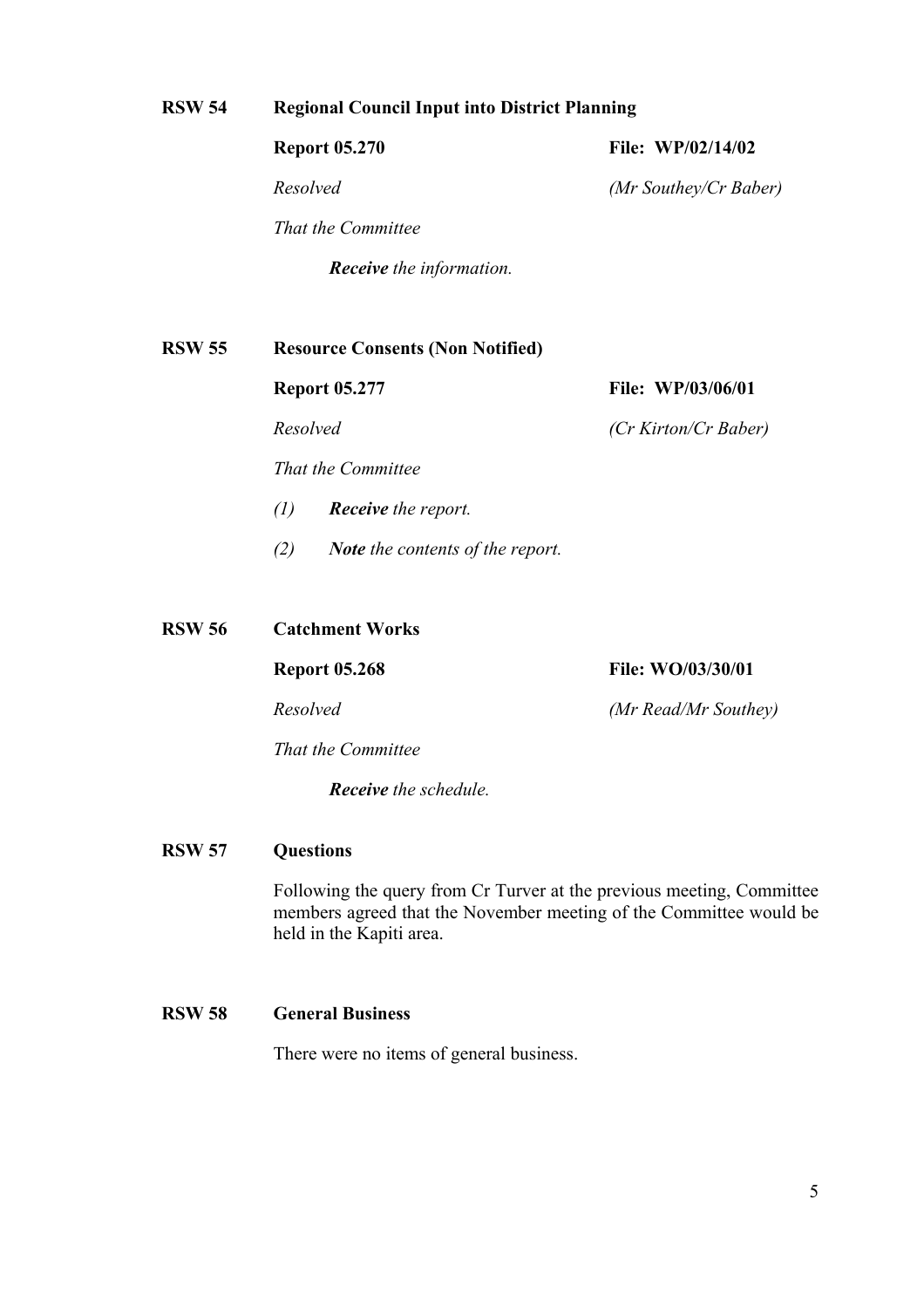**RSW 54 Regional Council Input into District Planning**

**Report 05.270** **File: WP/02/14/02**

*Resolved* *(Mr Southey/Cr Baber)*

*That the Committee*

> ***Receive** the information.*

**RSW 55 Resource Consents (Non Notified)**

**Report 05.277** **File: WP/03/06/01**

*Resolved* *(Cr Kirton/Cr Baber)*

*That the Committee*

*(1) **Receive** the report.*

*(2) **Note** the contents of the report.*

**RSW 56 Catchment Works**

**Report 05.268** **File: WO/03/30/01**

*Resolved* *(Mr Read/Mr Southey)*

*That the Committee*

> ***Receive** the schedule.*

**RSW 57 Questions**

Following the query from Cr Turver at the previous meeting, Committee members agreed that the November meeting of the Committee would be held in the Kapiti area.

**RSW 58 General Business**

There were no items of general business.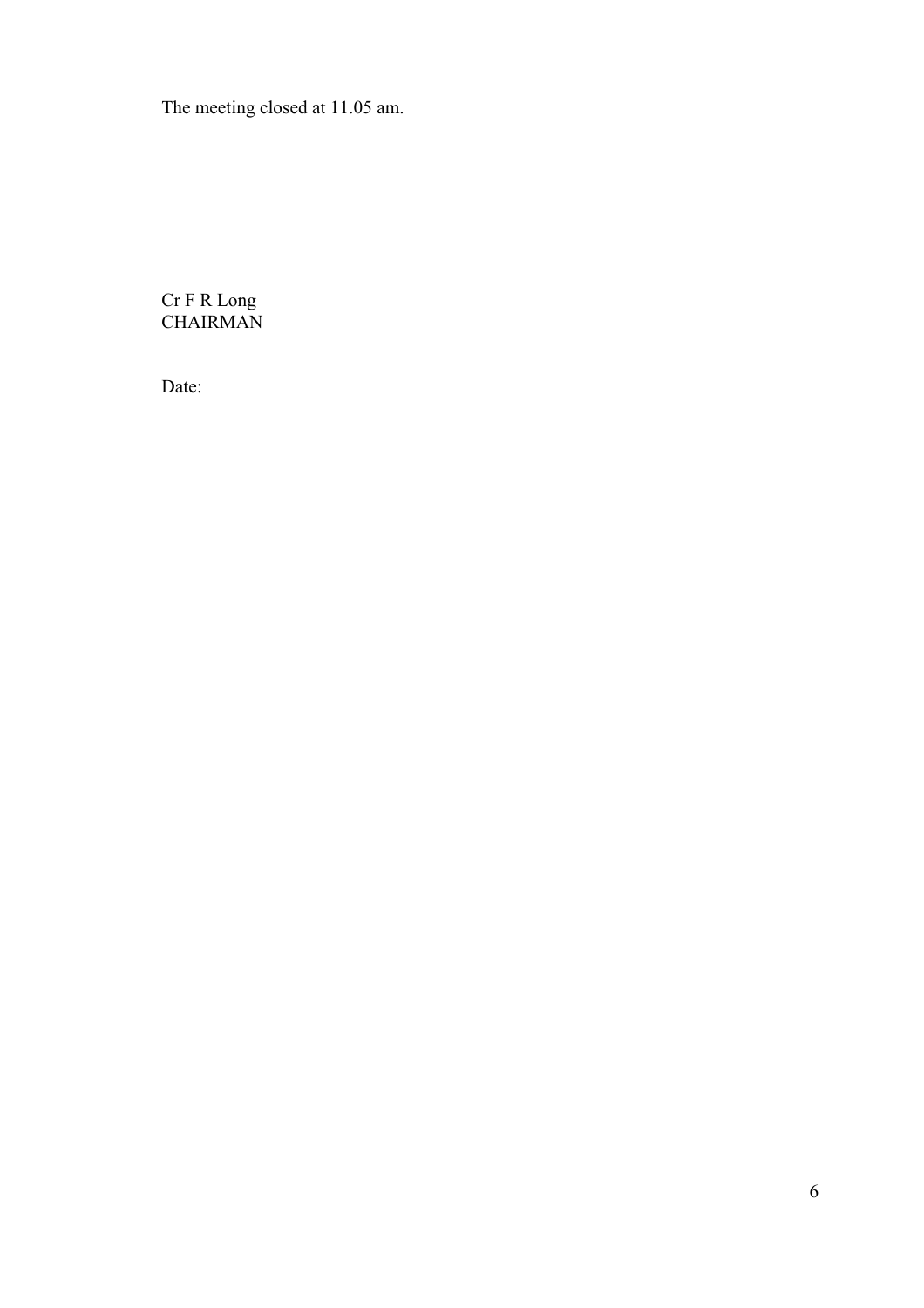The meeting closed at 11.05 am.

Cr F R Long
CHAIRMAN

Date: